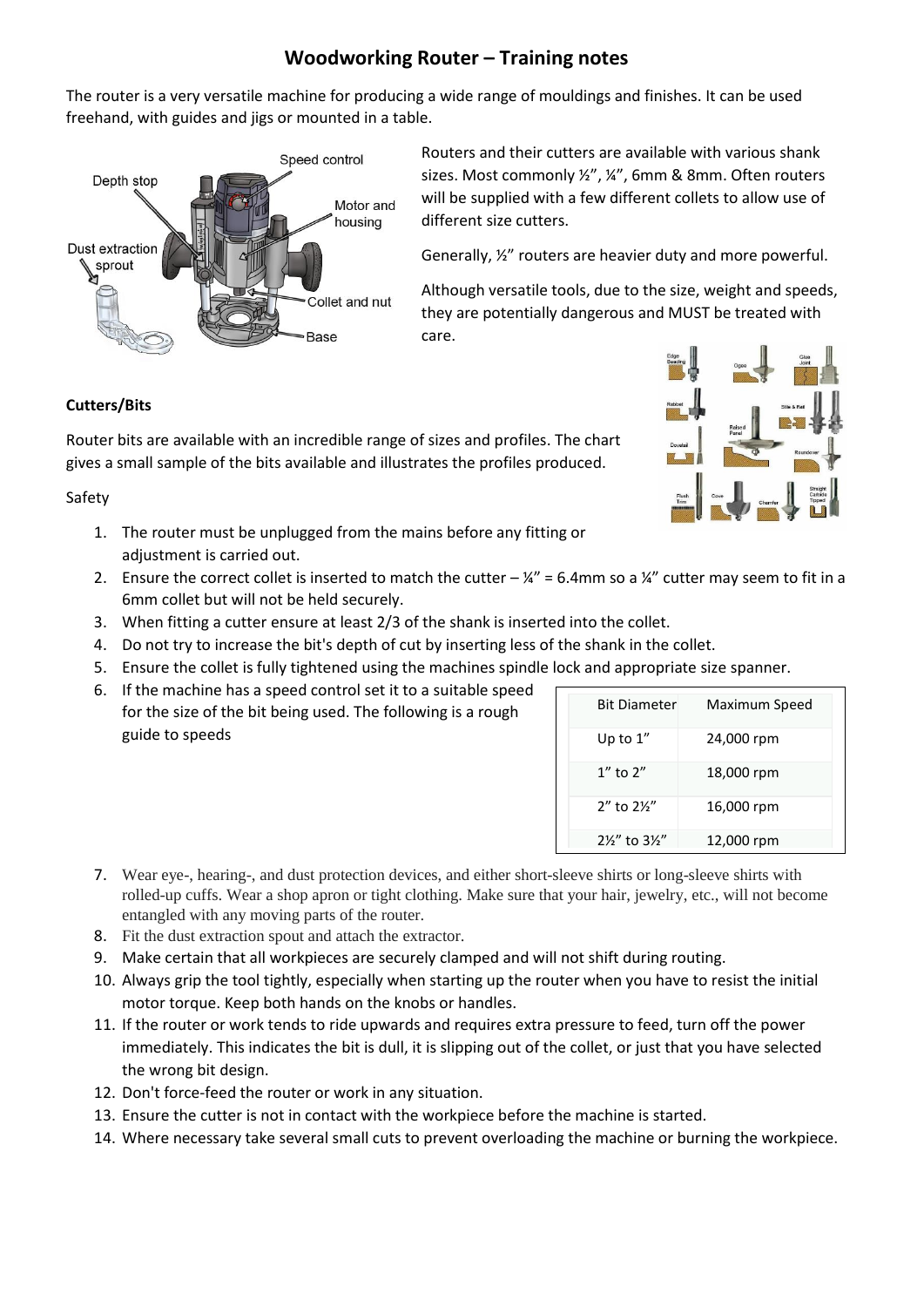# Woodworking Router – Training notes

The router is a very versatile machine for producing a wide range of mouldings and finishes. It can be used freehand, with guides and jigs or mounted in a table.

Routers and their cutters are available with various shank sizes. Most commonly ½", ¼", 6mm & 8mm. Often routers will be supplied with a few different collets to allow use of different size cutters.

Generally, ½" routers are heavier duty and more powerful.

Although versatile tools, due to the size, weight and speeds, they are potentially dangerous and MUST be treated with care.

**Cutters/Bits**

Router bits are available with an incredible range of sizes and profiles. The chart gives a small sample of the bits available and illustrates the profiles produced.

Safety

1. The router must be unplugged from the mains before any fitting or adjustment is carried out.
2. Ensure the correct collet is inserted to match the cutter – ¼" = 6.4mm so a ¼" cutter may seem to fit in a 6mm collet but will not be held securely.
3. When fitting a cutter ensure at least 2/3 of the shank is inserted into the collet.
4. Do not try to increase the bit's depth of cut by inserting less of the shank in the collet.
5. Ensure the collet is fully tightened using the machines spindle lock and appropriate size spanner.
6. If the machine has a speed control set it to a suitable speed for the size of the bit being used. The following is a rough guide to speeds

| Bit Diameter | Maximum Speed |
|---|---|
| Up to 1" | 24,000 rpm |
| 1" to 2" | 18,000 rpm |
| 2" to 2½" | 16,000 rpm |
| 2½" to 3½" | 12,000 rpm |

7. Wear eye-, hearing-, and dust protection devices, and either short-sleeve shirts or long-sleeve shirts with rolled-up cuffs. Wear a shop apron or tight clothing. Make sure that your hair, jewelry, etc., will not become entangled with any moving parts of the router.
8. Fit the dust extraction spout and attach the extractor.
9. Make certain that all workpieces are securely clamped and will not shift during routing.
10. Always grip the tool tightly, especially when starting up the router when you have to resist the initial motor torque. Keep both hands on the knobs or handles.
11. If the router or work tends to ride upwards and requires extra pressure to feed, turn off the power immediately. This indicates the bit is dull, it is slipping out of the collet, or just that you have selected the wrong bit design.
12. Don't force-feed the router or work in any situation.
13. Ensure the cutter is not in contact with the workpiece before the machine is started.
14. Where necessary take several small cuts to prevent overloading the machine or burning the workpiece.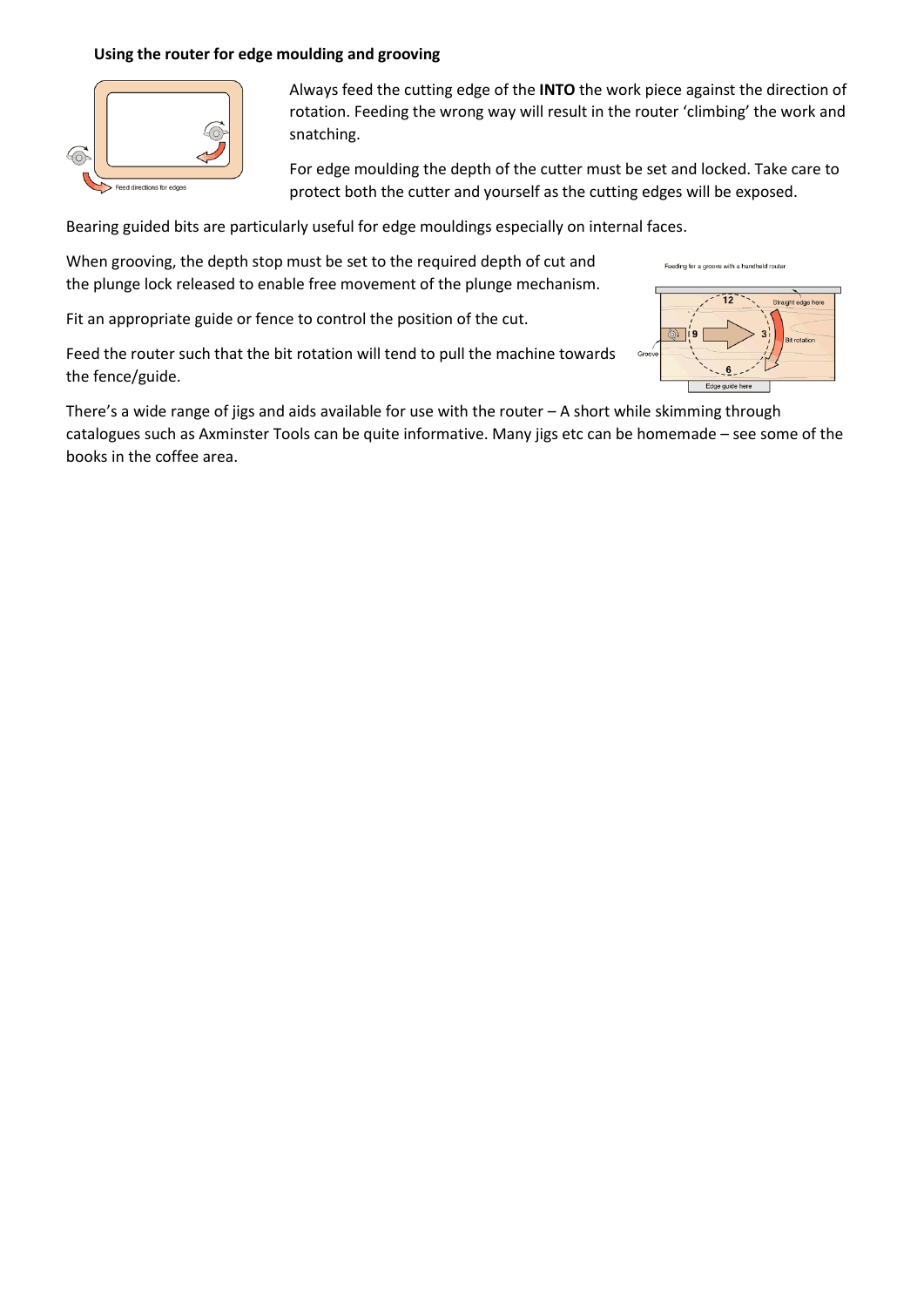**Using the router for edge moulding and grooving**

Feed directions for edges

Always feed the cutting edge of the **INTO** the work piece against the direction of rotation. Feeding the wrong way will result in the router 'climbing' the work and snatching.

For edge moulding the depth of the cutter must be set and locked. Take care to protect both the cutter and yourself as the cutting edges will be exposed.

Bearing guided bits are particularly useful for edge mouldings especially on internal faces.

When grooving, the depth stop must be set to the required depth of cut and the plunge lock released to enable free movement of the plunge mechanism.

Fit an appropriate guide or fence to control the position of the cut.

Feed the router such that the bit rotation will tend to pull the machine towards the fence/guide.

Feeding for a groove with a handheld router

12

Straight edge here

9

3

Bit rotation

Groove

6

Edge guide here

There's a wide range of jigs and aids available for use with the router – A short while skimming through catalogues such as Axminster Tools can be quite informative. Many jigs etc can be homemade – see some of the books in the coffee area.